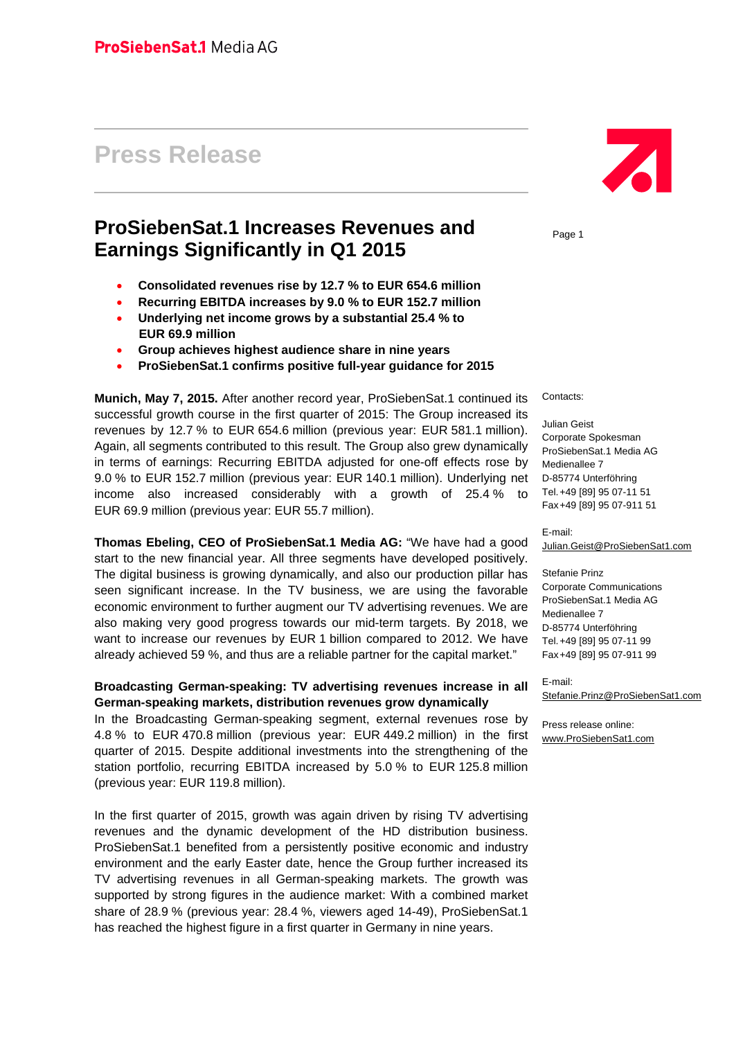ProSiebenSat.1 Media AG

# Press Release

## ProSiebenSat.1 Increases Revenues and Earnings Significantly in Q1 2015

- **Consolidated revenues rise by 12.7 % to EUR 654.6 million**
- **Recurring EBITDA increases by 9.0 % to EUR 152.7 million**
- **Underlying net income grows by a substantial 25.4 % to EUR 69.9 million**
- **Group achieves highest audience share in nine years**
- **ProSiebenSat.1 confirms positive full-year guidance for 2015**

**Munich, May 7, 2015.** After another record year, ProSiebenSat.1 continued its successful growth course in the first quarter of 2015: The Group increased its revenues by 12.7 % to EUR 654.6 million (previous year: EUR 581.1 million). Again, all segments contributed to this result. The Group also grew dynamically in terms of earnings: Recurring EBITDA adjusted for one-off effects rose by 9.0 % to EUR 152.7 million (previous year: EUR 140.1 million). Underlying net income also increased considerably with a growth of 25.4 % to EUR 69.9 million (previous year: EUR 55.7 million).

**Thomas Ebeling, CEO of ProSiebenSat.1 Media AG:** "We have had a good start to the new financial year. All three segments have developed positively. The digital business is growing dynamically, and also our production pillar has seen significant increase. In the TV business, we are using the favorable economic environment to further augment our TV advertising revenues. We are also making very good progress towards our mid-term targets. By 2018, we want to increase our revenues by EUR 1 billion compared to 2012. We have already achieved 59 %, and thus are a reliable partner for the capital market."

**Broadcasting German-speaking: TV advertising revenues increase in all German-speaking markets, distribution revenues grow dynamically**

In the Broadcasting German-speaking segment, external revenues rose by 4.8 % to EUR 470.8 million (previous year: EUR 449.2 million) in the first quarter of 2015. Despite additional investments into the strengthening of the station portfolio, recurring EBITDA increased by 5.0 % to EUR 125.8 million (previous year: EUR 119.8 million).

In the first quarter of 2015, growth was again driven by rising TV advertising revenues and the dynamic development of the HD distribution business. ProSiebenSat.1 benefited from a persistently positive economic and industry environment and the early Easter date, hence the Group further increased its TV advertising revenues in all German-speaking markets. The growth was supported by strong figures in the audience market: With a combined market share of 28.9 % (previous year: 28.4 %, viewers aged 14-49), ProSiebenSat.1 has reached the highest figure in a first quarter in Germany in nine years.

Contacts:

Julian Geist
Corporate Spokesman
ProSiebenSat.1 Media AG
Medienallee 7
D-85774 Unterföhring
Tel. +49 [89] 95 07-11 51
Fax +49 [89] 95 07-911 51

E-mail:
Julian.Geist@ProSiebenSat1.com

Stefanie Prinz
Corporate Communications
ProSiebenSat.1 Media AG
Medienallee 7
D-85774 Unterföhring
Tel. +49 [89] 95 07-11 99
Fax +49 [89] 95 07-911 99

E-mail:
Stefanie.Prinz@ProSiebenSat1.com

Press release online:
www.ProSiebenSat1.com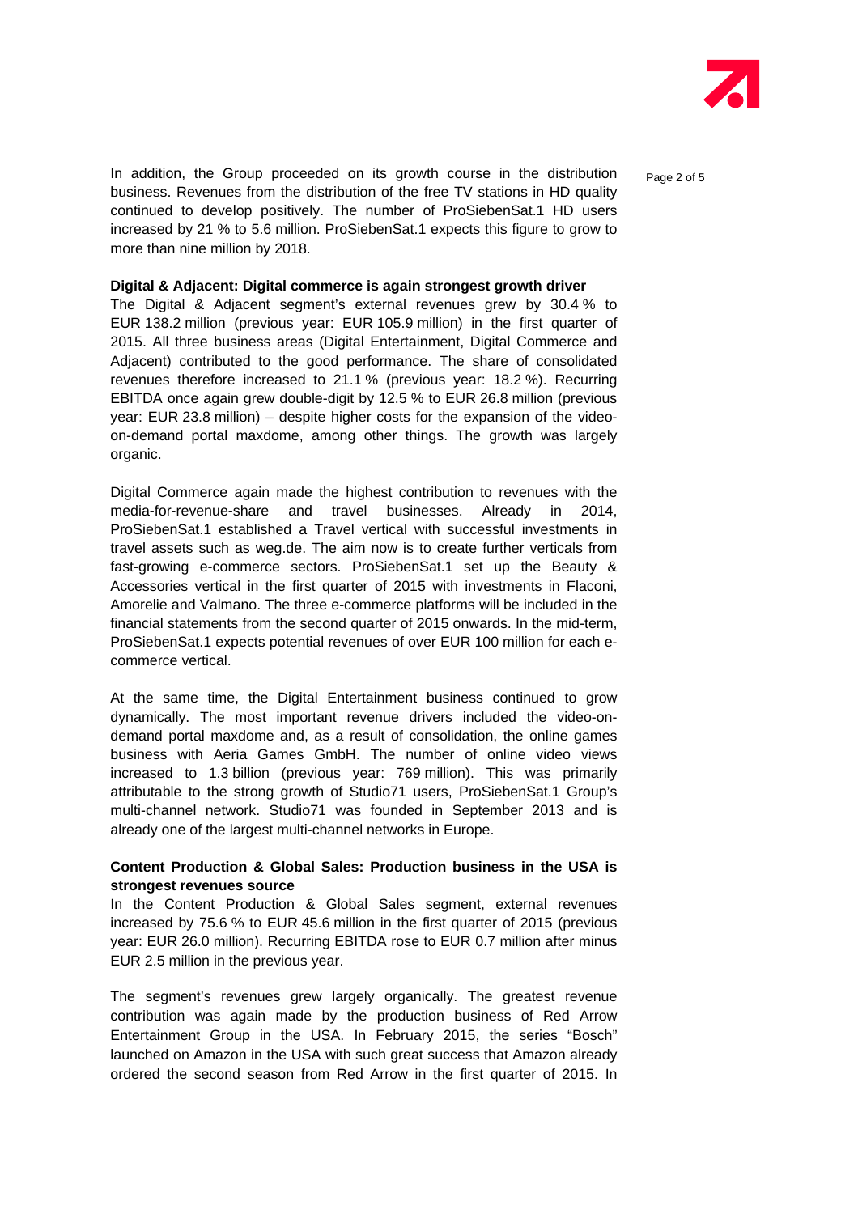In addition, the Group proceeded on its growth course in the distribution business. Revenues from the distribution of the free TV stations in HD quality continued to develop positively. The number of ProSiebenSat.1 HD users increased by 21 % to 5.6 million. ProSiebenSat.1 expects this figure to grow to more than nine million by 2018.

**Digital & Adjacent: Digital commerce is again strongest growth driver**

The Digital & Adjacent segment's external revenues grew by 30.4 % to EUR 138.2 million (previous year: EUR 105.9 million) in the first quarter of 2015. All three business areas (Digital Entertainment, Digital Commerce and Adjacent) contributed to the good performance. The share of consolidated revenues therefore increased to 21.1 % (previous year: 18.2 %). Recurring EBITDA once again grew double-digit by 12.5 % to EUR 26.8 million (previous year: EUR 23.8 million) – despite higher costs for the expansion of the video-on-demand portal maxdome, among other things. The growth was largely organic.

Digital Commerce again made the highest contribution to revenues with the media-for-revenue-share and travel businesses. Already in 2014, ProSiebenSat.1 established a Travel vertical with successful investments in travel assets such as weg.de. The aim now is to create further verticals from fast-growing e-commerce sectors. ProSiebenSat.1 set up the Beauty & Accessories vertical in the first quarter of 2015 with investments in Flaconi, Amorelie and Valmano. The three e-commerce platforms will be included in the financial statements from the second quarter of 2015 onwards. In the mid-term, ProSiebenSat.1 expects potential revenues of over EUR 100 million for each e-commerce vertical.

At the same time, the Digital Entertainment business continued to grow dynamically. The most important revenue drivers included the video-on-demand portal maxdome and, as a result of consolidation, the online games business with Aeria Games GmbH. The number of online video views increased to 1.3 billion (previous year: 769 million). This was primarily attributable to the strong growth of Studio71 users, ProSiebenSat.1 Group's multi-channel network. Studio71 was founded in September 2013 and is already one of the largest multi-channel networks in Europe.

**Content Production & Global Sales: Production business in the USA is strongest revenues source**

In the Content Production & Global Sales segment, external revenues increased by 75.6 % to EUR 45.6 million in the first quarter of 2015 (previous year: EUR 26.0 million). Recurring EBITDA rose to EUR 0.7 million after minus EUR 2.5 million in the previous year.

The segment's revenues grew largely organically. The greatest revenue contribution was again made by the production business of Red Arrow Entertainment Group in the USA. In February 2015, the series "Bosch" launched on Amazon in the USA with such great success that Amazon already ordered the second season from Red Arrow in the first quarter of 2015. In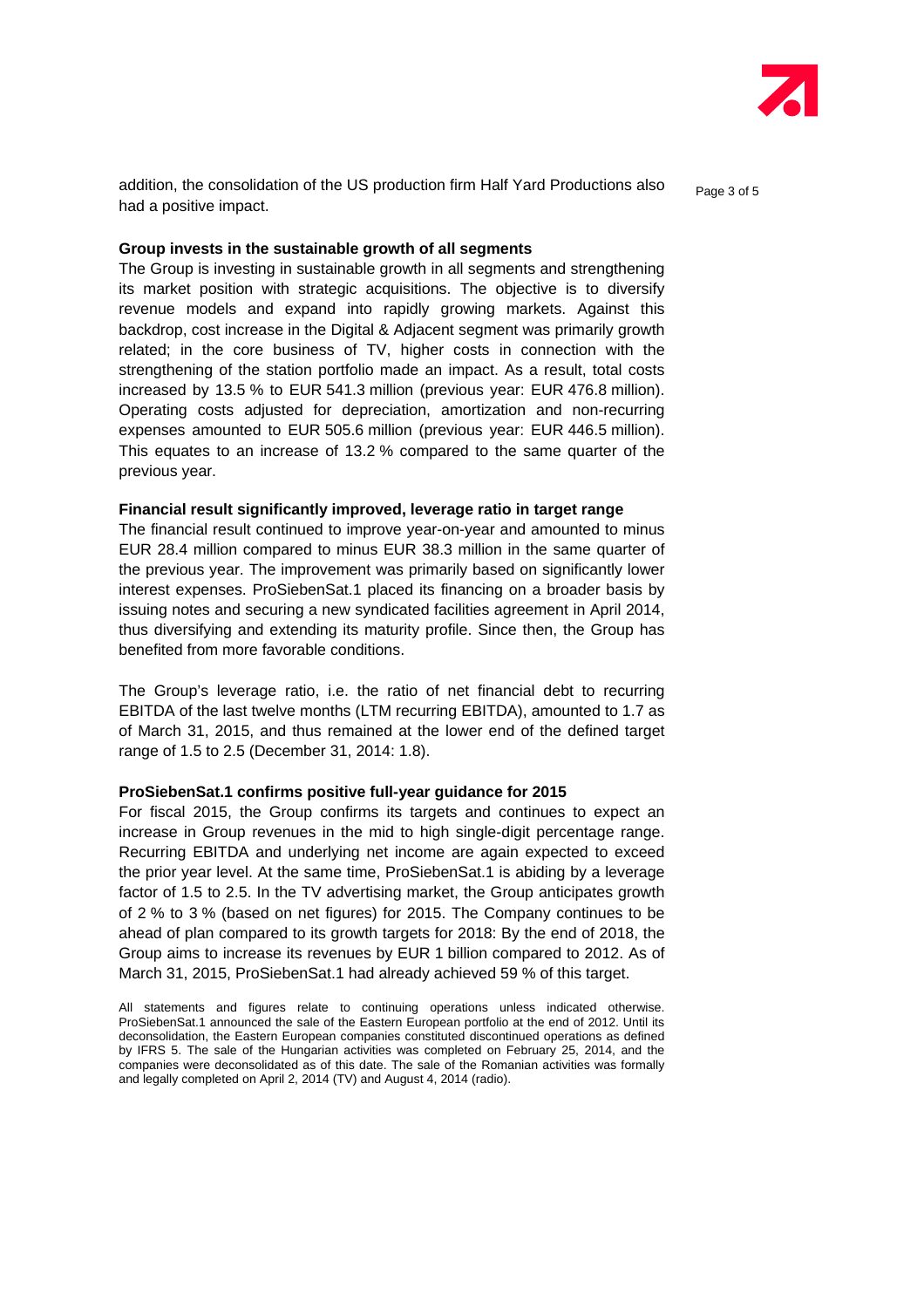addition, the consolidation of the US production firm Half Yard Productions also had a positive impact.

**Group invests in the sustainable growth of all segments**

The Group is investing in sustainable growth in all segments and strengthening its market position with strategic acquisitions. The objective is to diversify revenue models and expand into rapidly growing markets. Against this backdrop, cost increase in the Digital & Adjacent segment was primarily growth related; in the core business of TV, higher costs in connection with the strengthening of the station portfolio made an impact. As a result, total costs increased by 13.5 % to EUR 541.3 million (previous year: EUR 476.8 million). Operating costs adjusted for depreciation, amortization and non-recurring expenses amounted to EUR 505.6 million (previous year: EUR 446.5 million). This equates to an increase of 13.2 % compared to the same quarter of the previous year.

**Financial result significantly improved, leverage ratio in target range**

The financial result continued to improve year-on-year and amounted to minus EUR 28.4 million compared to minus EUR 38.3 million in the same quarter of the previous year. The improvement was primarily based on significantly lower interest expenses. ProSiebenSat.1 placed its financing on a broader basis by issuing notes and securing a new syndicated facilities agreement in April 2014, thus diversifying and extending its maturity profile. Since then, the Group has benefited from more favorable conditions.

The Group's leverage ratio, i.e. the ratio of net financial debt to recurring EBITDA of the last twelve months (LTM recurring EBITDA), amounted to 1.7 as of March 31, 2015, and thus remained at the lower end of the defined target range of 1.5 to 2.5 (December 31, 2014: 1.8).

**ProSiebenSat.1 confirms positive full-year guidance for 2015**

For fiscal 2015, the Group confirms its targets and continues to expect an increase in Group revenues in the mid to high single-digit percentage range. Recurring EBITDA and underlying net income are again expected to exceed the prior year level. At the same time, ProSiebenSat.1 is abiding by a leverage factor of 1.5 to 2.5. In the TV advertising market, the Group anticipates growth of 2 % to 3 % (based on net figures) for 2015. The Company continues to be ahead of plan compared to its growth targets for 2018: By the end of 2018, the Group aims to increase its revenues by EUR 1 billion compared to 2012. As of March 31, 2015, ProSiebenSat.1 had already achieved 59 % of this target.

All statements and figures relate to continuing operations unless indicated otherwise. ProSiebenSat.1 announced the sale of the Eastern European portfolio at the end of 2012. Until its deconsolidation, the Eastern European companies constituted discontinued operations as defined by IFRS 5. The sale of the Hungarian activities was completed on February 25, 2014, and the companies were deconsolidated as of this date. The sale of the Romanian activities was formally and legally completed on April 2, 2014 (TV) and August 4, 2014 (radio).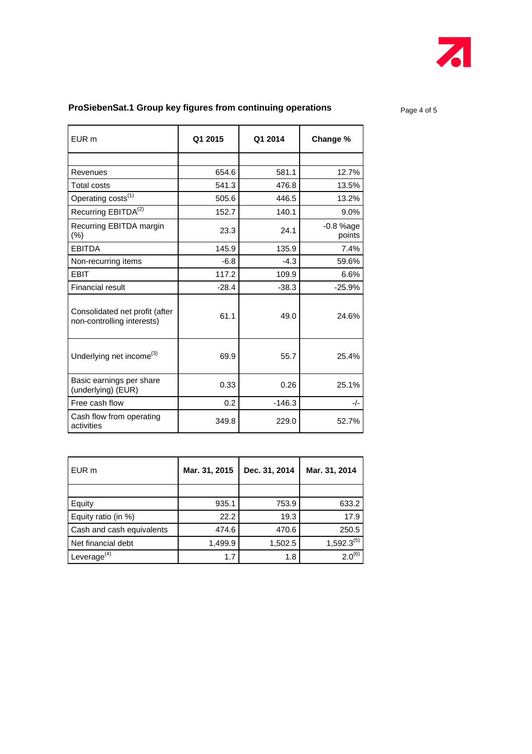## ProSiebenSat.1 Group key figures from continuing operations

| EUR m | Q1 2015 | Q1 2014 | Change % |
|---|---|---|---|
| | | | |
| Revenues | 654.6 | 581.1 | 12.7% |
| Total costs | 541.3 | 476.8 | 13.5% |
| Operating costs[(1)] | 505.6 | 446.5 | 13.2% |
| Recurring EBITDA[(2)] | 152.7 | 140.1 | 9.0% |
| Recurring EBITDA margin (%) | 23.3 | 24.1 | -0.8 %age points |
| EBITDA | 145.9 | 135.9 | 7.4% |
| Non-recurring items | -6.8 | -4.3 | 59.6% |
| EBIT | 117.2 | 109.9 | 6.6% |
| Financial result | -28.4 | -38.3 | -25.9% |
| Consolidated net profit (after non-controlling interests) | 61.1 | 49.0 | 24.6% |
| Underlying net income[(3)] | 69.9 | 55.7 | 25.4% |
| Basic earnings per share (underlying) (EUR) | 0.33 | 0.26 | 25.1% |
| Free cash flow | 0.2 | -146.3 | -/- |
| Cash flow from operating activities | 349.8 | 229.0 | 52.7% |

| EUR m | Mar. 31, 2015 | Dec. 31, 2014 | Mar. 31, 2014 |
|---|---|---|---|
| | | | |
| Equity | 935.1 | 753.9 | 633.2 |
| Equity ratio (in %) | 22.2 | 19.3 | 17.9 |
| Cash and cash equivalents | 474.6 | 470.6 | 250.5 |
| Net financial debt | 1,499.9 | 1,502.5 | 1,592.3[(5)] |
| Leverage[(4)] | 1.7 | 1.8 | 2.0[(6)] |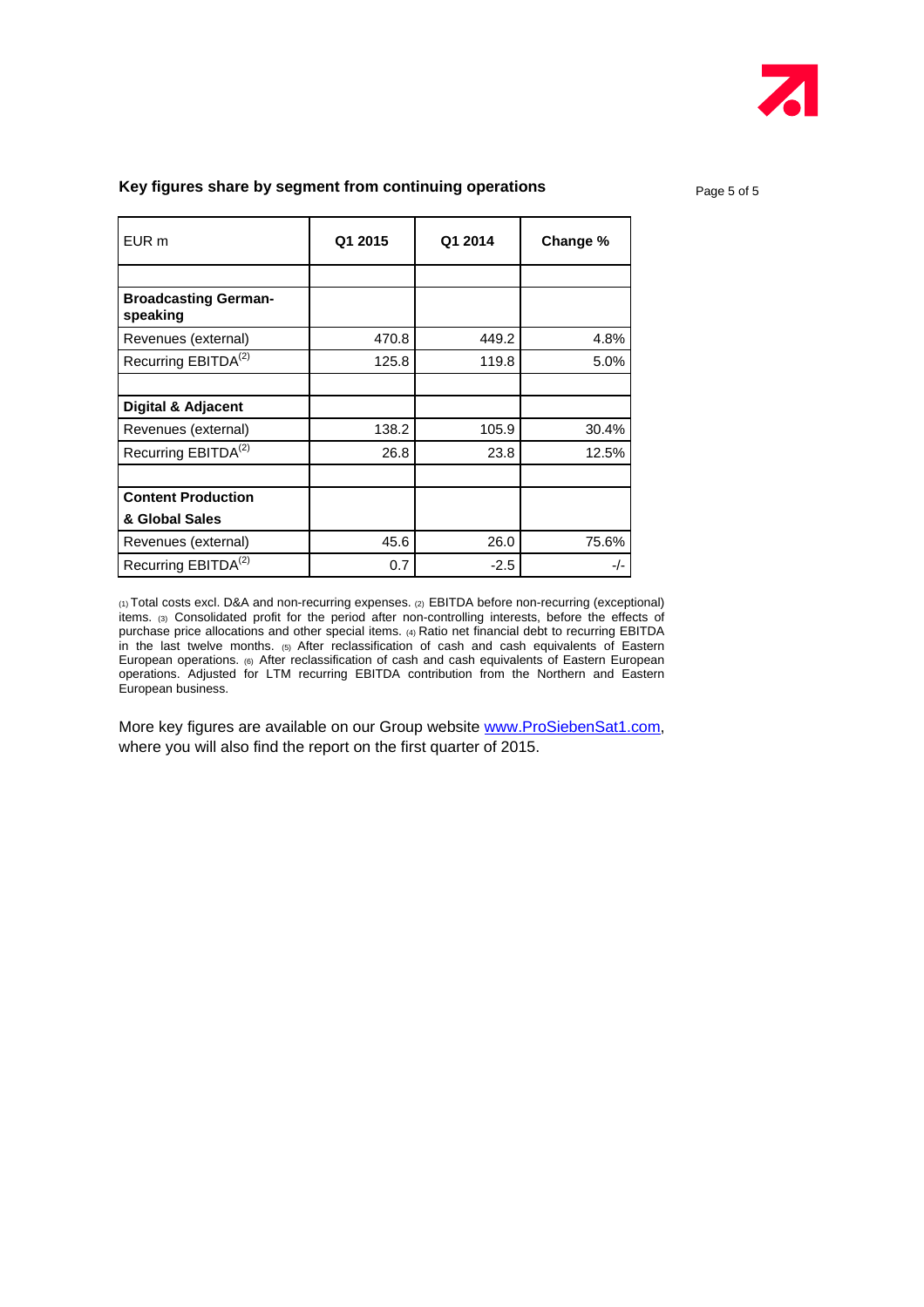## Key figures share by segment from continuing operations

| EUR m | Q1 2015 | Q1 2014 | Change % |
|---|---|---|---|
| | | | |
| **Broadcasting German-speaking** | | | |
| Revenues (external) | 470.8 | 449.2 | 4.8% |
| Recurring EBITDA(2) | 125.8 | 119.8 | 5.0% |
| | | | |
| **Digital & Adjacent** | | | |
| Revenues (external) | 138.2 | 105.9 | 30.4% |
| Recurring EBITDA(2) | 26.8 | 23.8 | 12.5% |
| | | | |
| **Content Production & Global Sales** | | | |
| Revenues (external) | 45.6 | 26.0 | 75.6% |
| Recurring EBITDA(2) | 0.7 | -2.5 | -/- |

(1) Total costs excl. D&A and non-recurring expenses. (2) EBITDA before non-recurring (exceptional) items. (3) Consolidated profit for the period after non-controlling interests, before the effects of purchase price allocations and other special items. (4) Ratio net financial debt to recurring EBITDA in the last twelve months. (5) After reclassification of cash and cash equivalents of Eastern European operations. (6) After reclassification of cash and cash equivalents of Eastern European operations. Adjusted for LTM recurring EBITDA contribution from the Northern and Eastern European business.

More key figures are available on our Group website [www.ProSiebenSat1.com](http://www.ProSiebenSat1.com), where you will also find the report on the first quarter of 2015.